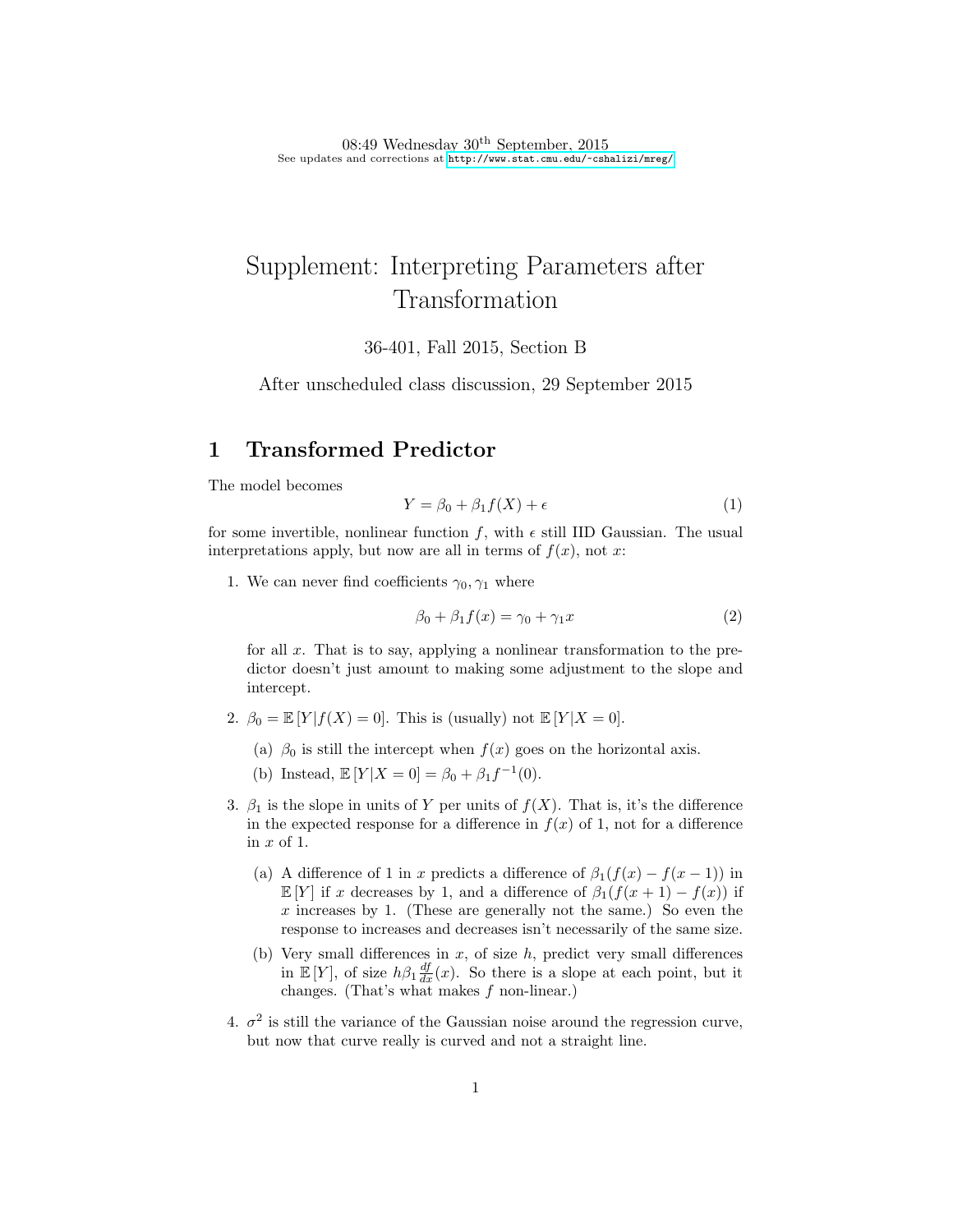# Supplement: Interpreting Parameters after Transformation

36-401, Fall 2015, Section B

After unscheduled class discussion, 29 September 2015

## 1 Transformed Predictor

The model becomes

$$Y = \beta_0 + \beta_1 f(X) + \epsilon \tag{1}$$

for some invertible, nonlinear function $f$, with $\epsilon$ still IID Gaussian. The usual interpretations apply, but now are all in terms of $f(x)$, not $x$:

1. We can never find coefficients $\gamma_0, \gamma_1$ where

   $$\beta_0 + \beta_1 f(x) = \gamma_0 + \gamma_1 x \tag{2}$$

   for all $x$. That is to say, applying a nonlinear transformation to the predictor doesn't just amount to making some adjustment to the slope and intercept.

2. $\beta_0 = \mathbb{E}[Y|f(X) = 0]$. This is (usually) not $\mathbb{E}[Y|X = 0]$.

   (a) $\beta_0$ is still the intercept when $f(x)$ goes on the horizontal axis.

   (b) Instead, $\mathbb{E}[Y|X = 0] = \beta_0 + \beta_1 f^{-1}(0)$.

3. $\beta_1$ is the slope in units of $Y$ per units of $f(X)$. That is, it's the difference in the expected response for a difference in $f(x)$ of 1, not for a difference in $x$ of 1.

   (a) A difference of 1 in $x$ predicts a difference of $\beta_1(f(x) - f(x-1))$ in $\mathbb{E}[Y]$ if $x$ decreases by 1, and a difference of $\beta_1(f(x+1) - f(x))$ if $x$ increases by 1. (These are generally not the same.) So even the response to increases and decreases isn't necessarily of the same size.

   (b) Very small differences in $x$, of size $h$, predict very small differences in $\mathbb{E}[Y]$, of size $h\beta_1 \frac{df}{dx}(x)$. So there is a slope at each point, but it changes. (That's what makes $f$ non-linear.)

4. $\sigma^2$ is still the variance of the Gaussian noise around the regression curve, but now that curve really is curved and not a straight line.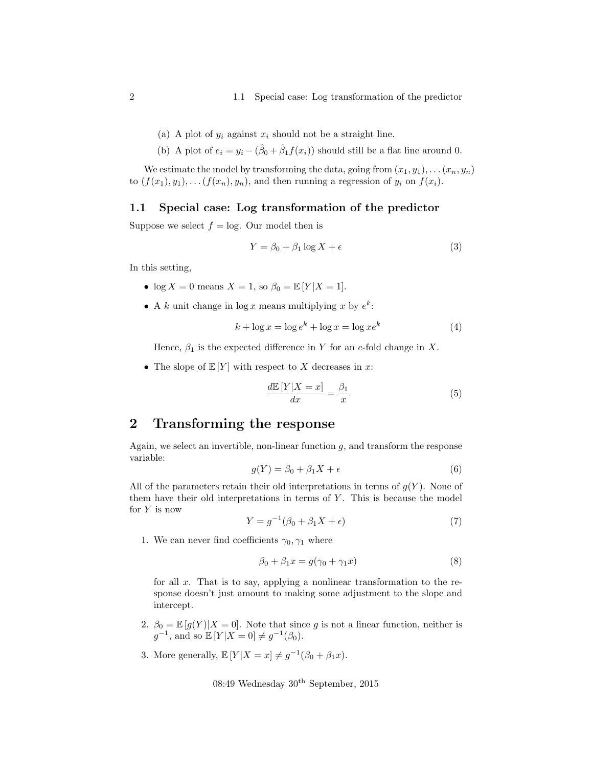(a) A plot of $y_i$ against $x_i$ should not be a straight line.

(b) A plot of $e_i = y_i - (\hat{\beta}_0 + \hat{\beta}_1 f(x_i))$ should still be a flat line around 0.

We estimate the model by transforming the data, going from $(x_1, y_1), \ldots (x_n, y_n)$ to $(f(x_1), y_1), \ldots (f(x_n), y_n)$, and then running a regression of $y_i$ on $f(x_i)$.

### 1.1 Special case: Log transformation of the predictor

Suppose we select $f = \log$. Our model then is

$$Y = \beta_0 + \beta_1 \log X + \epsilon \tag{3}$$

In this setting,

- $\log X = 0$ means $X = 1$, so $\beta_0 = \mathbb{E}[Y|X = 1]$.
- A $k$ unit change in $\log x$ means multiplying $x$ by $e^k$:

$$k + \log x = \log e^k + \log x = \log x e^k \tag{4}$$

  Hence, $\beta_1$ is the expected difference in $Y$ for an $e$-fold change in $X$.

- The slope of $\mathbb{E}[Y]$ with respect to $X$ decreases in $x$:

$$\frac{d\mathbb{E}[Y|X = x]}{dx} = \frac{\beta_1}{x} \tag{5}$$

## 2 Transforming the response

Again, we select an invertible, non-linear function $g$, and transform the response variable:

$$g(Y) = \beta_0 + \beta_1 X + \epsilon \tag{6}$$

All of the parameters retain their old interpretations in terms of $g(Y)$. None of them have their old interpretations in terms of $Y$. This is because the model for $Y$ is now

$$Y = g^{-1}(\beta_0 + \beta_1 X + \epsilon) \tag{7}$$

1. We can never find coefficients $\gamma_0, \gamma_1$ where

$$\beta_0 + \beta_1 x = g(\gamma_0 + \gamma_1 x) \tag{8}$$

   for all $x$. That is to say, applying a nonlinear transformation to the response doesn't just amount to making some adjustment to the slope and intercept.

2. $\beta_0 = \mathbb{E}[g(Y)|X = 0]$. Note that since $g$ is not a linear function, neither is $g^{-1}$, and so $\mathbb{E}[Y|X = 0] \neq g^{-1}(\beta_0)$.

3. More generally, $\mathbb{E}[Y|X = x] \neq g^{-1}(\beta_0 + \beta_1 x)$.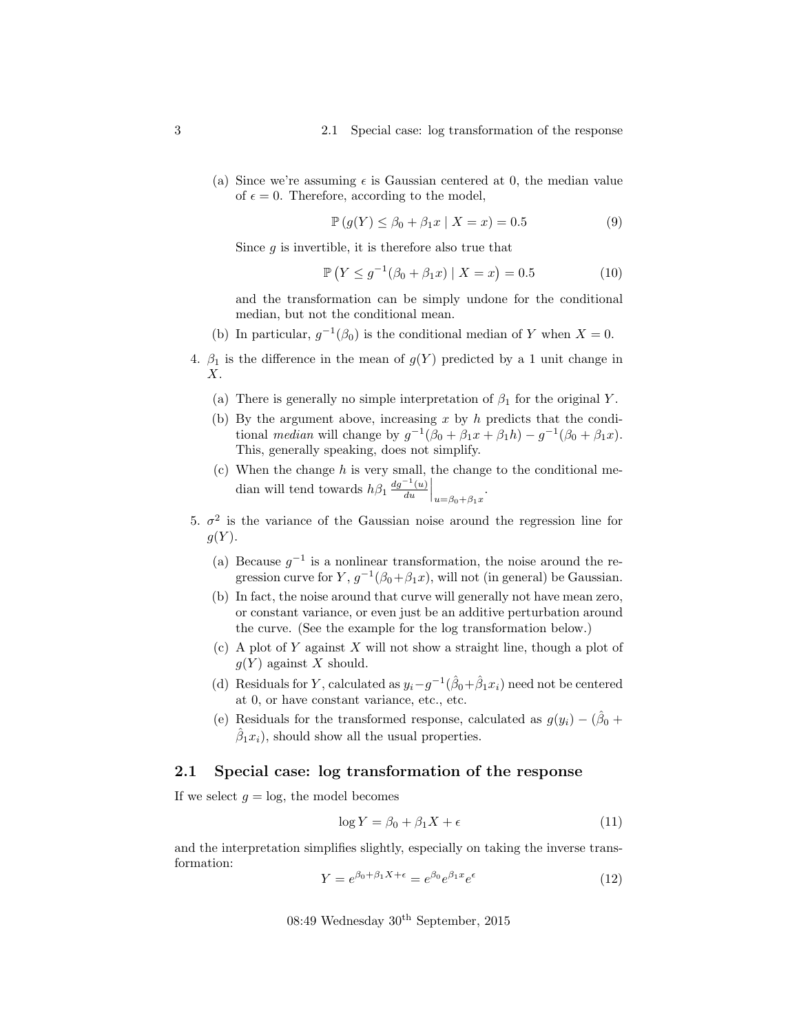(a) Since we're assuming $\epsilon$ is Gaussian centered at 0, the median value of $\epsilon = 0$. Therefore, according to the model,

$$\mathbb{P}\left(g(Y) \leq \beta_0 + \beta_1 x \mid X = x\right) = 0.5 \tag{9}$$

Since $g$ is invertible, it is therefore also true that

$$\mathbb{P}\left(Y \leq g^{-1}(\beta_0 + \beta_1 x) \mid X = x\right) = 0.5 \tag{10}$$

and the transformation can be simply undone for the conditional median, but not the conditional mean.

(b) In particular, $g^{-1}(\beta_0)$ is the conditional median of $Y$ when $X = 0$.

4. $\beta_1$ is the difference in the mean of $g(Y)$ predicted by a 1 unit change in $X$.

   (a) There is generally no simple interpretation of $\beta_1$ for the original $Y$.

   (b) By the argument above, increasing $x$ by $h$ predicts that the conditional *median* will change by $g^{-1}(\beta_0 + \beta_1 x + \beta_1 h) - g^{-1}(\beta_0 + \beta_1 x)$. This, generally speaking, does not simplify.

   (c) When the change $h$ is very small, the change to the conditional median will tend towards $h\beta_1 \left.\frac{dg^{-1}(u)}{du}\right|_{u=\beta_0+\beta_1 x}$.

5. $\sigma^2$ is the variance of the Gaussian noise around the regression line for $g(Y)$.

   (a) Because $g^{-1}$ is a nonlinear transformation, the noise around the regression curve for $Y$, $g^{-1}(\beta_0+\beta_1 x)$, will not (in general) be Gaussian.

   (b) In fact, the noise around that curve will generally not have mean zero, or constant variance, or even just be an additive perturbation around the curve. (See the example for the log transformation below.)

   (c) A plot of $Y$ against $X$ will not show a straight line, though a plot of $g(Y)$ against $X$ should.

   (d) Residuals for $Y$, calculated as $y_i - g^{-1}(\hat{\beta}_0 + \hat{\beta}_1 x_i)$ need not be centered at 0, or have constant variance, etc., etc.

   (e) Residuals for the transformed response, calculated as $g(y_i) - (\hat{\beta}_0 + \hat{\beta}_1 x_i)$, should show all the usual properties.

## 2.1 Special case: log transformation of the response

If we select $g = \log$, the model becomes

$$\log Y = \beta_0 + \beta_1 X + \epsilon \tag{11}$$

and the interpretation simplifies slightly, especially on taking the inverse transformation:

$$Y = e^{\beta_0 + \beta_1 X + \epsilon} = e^{\beta_0} e^{\beta_1 x} e^{\epsilon} \tag{12}$$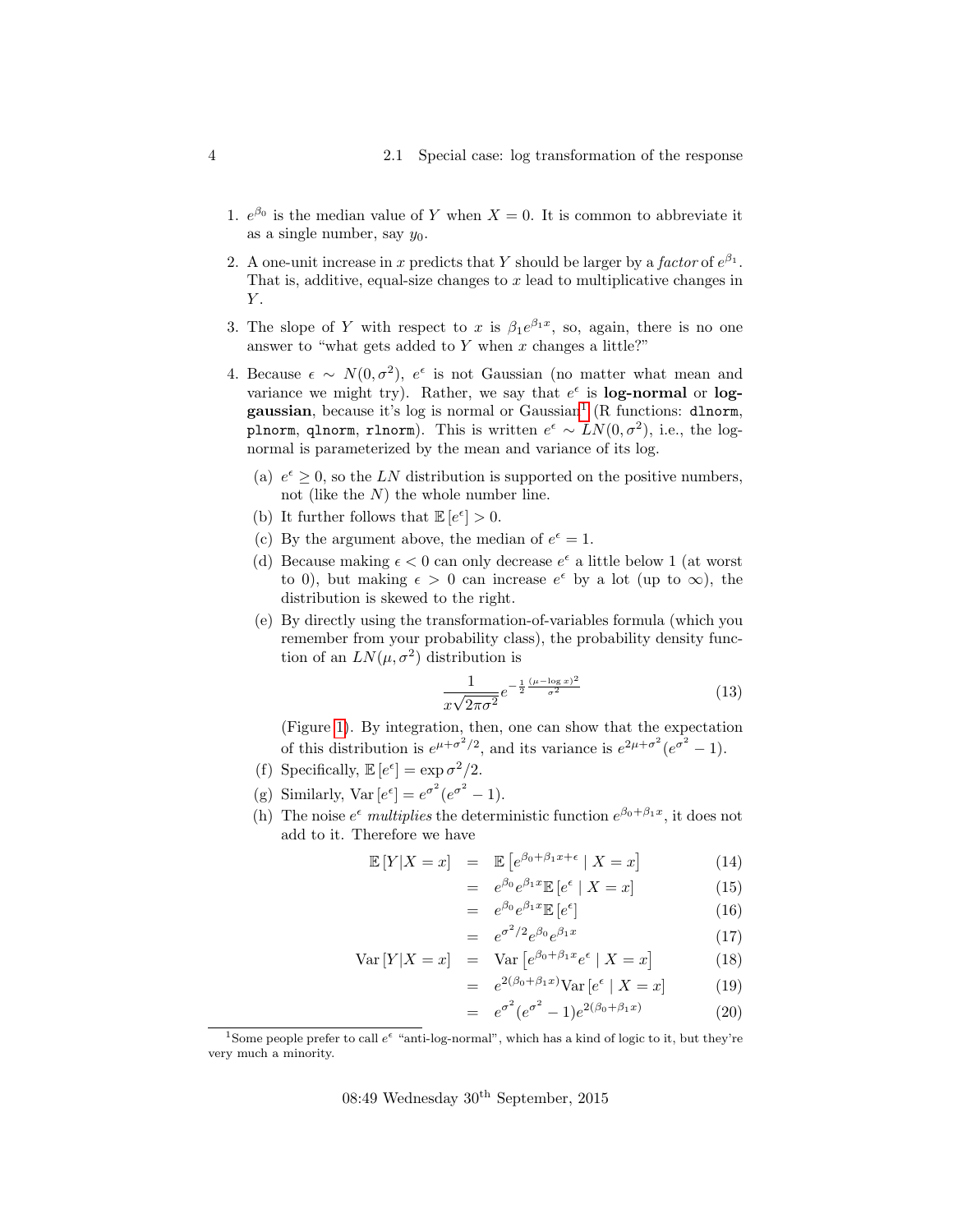1. $e^{\beta_0}$ is the median value of $Y$ when $X = 0$. It is common to abbreviate it as a single number, say $y_0$.

2. A one-unit increase in $x$ predicts that $Y$ should be larger by a *factor* of $e^{\beta_1}$. That is, additive, equal-size changes to $x$ lead to multiplicative changes in $Y$.

3. The slope of $Y$ with respect to $x$ is $\beta_1 e^{\beta_1 x}$, so, again, there is no one answer to "what gets added to $Y$ when $x$ changes a little?"

4. Because $\epsilon \sim N(0, \sigma^2)$, $e^\epsilon$ is not Gaussian (no matter what mean and variance we might try). Rather, we say that $e^\epsilon$ is **log-normal** or **log-gaussian**, because it's log is normal or Gaussian[1] (R functions: `dlnorm`, `plnorm`, `qlnorm`, `rlnorm`). This is written $e^\epsilon \sim LN(0, \sigma^2)$, i.e., the log-normal is parameterized by the mean and variance of its log.

   (a) $e^\epsilon \geq 0$, so the $LN$ distribution is supported on the positive numbers, not (like the $N$) the whole number line.

   (b) It further follows that $\mathbb{E}[e^\epsilon] > 0$.

   (c) By the argument above, the median of $e^\epsilon = 1$.

   (d) Because making $\epsilon < 0$ can only decrease $e^\epsilon$ a little below 1 (at worst to 0), but making $\epsilon > 0$ can increase $e^\epsilon$ by a lot (up to $\infty$), the distribution is skewed to the right.

   (e) By directly using the transformation-of-variables formula (which you remember from your probability class), the probability density function of an $LN(\mu, \sigma^2)$ distribution is

   $$\frac{1}{x\sqrt{2\pi\sigma^2}} e^{-\frac{1}{2}\frac{(\mu - \log x)^2}{\sigma^2}} \tag{13}$$

   (Figure 1). By integration, then, one can show that the expectation of this distribution is $e^{\mu+\sigma^2/2}$, and its variance is $e^{2\mu+\sigma^2}(e^{\sigma^2} - 1)$.

   (f) Specifically, $\mathbb{E}[e^\epsilon] = \exp \sigma^2/2$.

   (g) Similarly, $\text{Var}[e^\epsilon] = e^{\sigma^2}(e^{\sigma^2} - 1)$.

   (h) The noise $e^\epsilon$ *multiplies* the deterministic function $e^{\beta_0+\beta_1 x}$, it does not add to it. Therefore we have

   $$\begin{aligned}
   \mathbb{E}[Y|X = x] &= \mathbb{E}\left[e^{\beta_0+\beta_1 x+\epsilon} \mid X = x\right] &(14)\\
   &= e^{\beta_0} e^{\beta_1 x} \mathbb{E}[e^\epsilon \mid X = x] &(15)\\
   &= e^{\beta_0} e^{\beta_1 x} \mathbb{E}[e^\epsilon] &(16)\\
   &= e^{\sigma^2/2} e^{\beta_0} e^{\beta_1 x} &(17)\\
   \text{Var}[Y|X = x] &= \text{Var}\left[e^{\beta_0+\beta_1 x} e^\epsilon \mid X = x\right] &(18)\\
   &= e^{2(\beta_0+\beta_1 x)} \text{Var}[e^\epsilon \mid X = x] &(19)\\
   &= e^{\sigma^2}(e^{\sigma^2} - 1) e^{2(\beta_0+\beta_1 x)} &(20)
   \end{aligned}$$

[1] Some people prefer to call $e^\epsilon$ "anti-log-normal", which has a kind of logic to it, but they're very much a minority.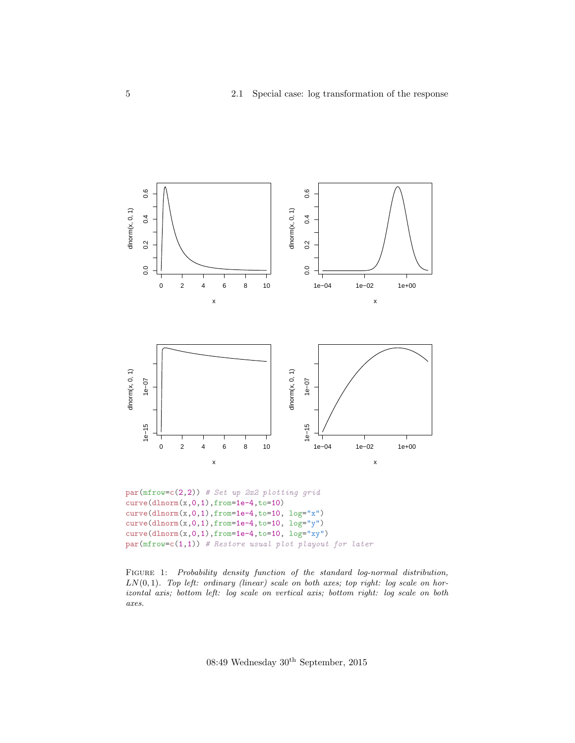```r
par(mfrow=c(2,2)) # Set up 2x2 plotting grid
curve(dlnorm(x,0,1),from=1e-4,to=10)
curve(dlnorm(x,0,1),from=1e-4,to=10, log="x")
curve(dlnorm(x,0,1),from=1e-4,to=10, log="y")
curve(dlnorm(x,0,1),from=1e-4,to=10, log="xy")
par(mfrow=c(1,1)) # Restore usual plot playout for later
```

Figure 1: *Probability density function of the standard log-normal distribution, $LN(0, 1)$. Top left: ordinary (linear) scale on both axes; top right: log scale on horizontal axis; bottom left: log scale on vertical axis; bottom right: log scale on both axes.*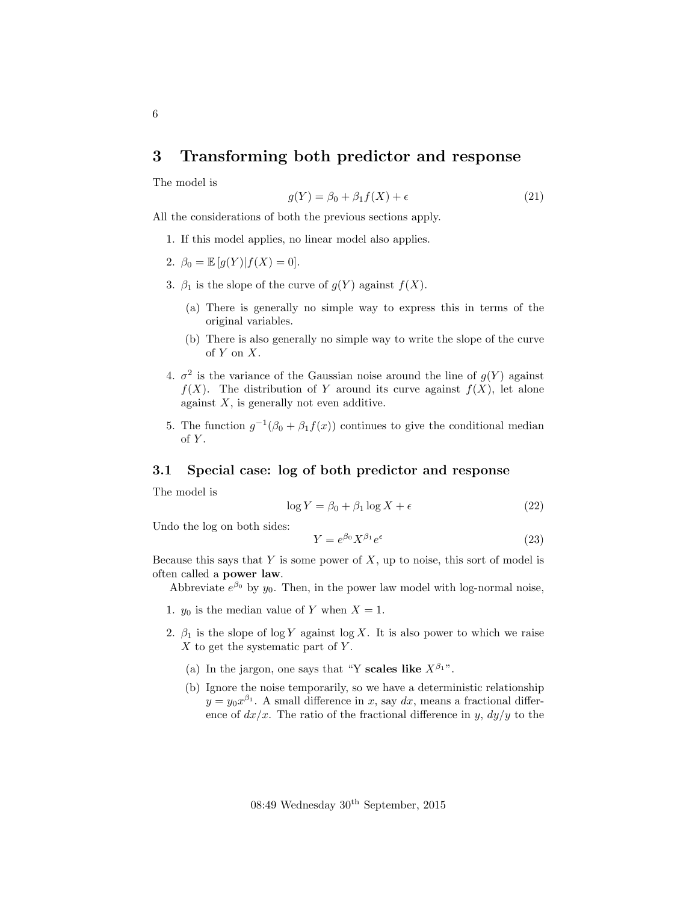## 3 Transforming both predictor and response

The model is

$$g(Y) = \beta_0 + \beta_1 f(X) + \epsilon \tag{21}$$

All the considerations of both the previous sections apply.

1. If this model applies, no linear model also applies.
2. $\beta_0 = \mathbb{E}[g(Y)|f(X) = 0]$.
3. $\beta_1$ is the slope of the curve of $g(Y)$ against $f(X)$.
   (a) There is generally no simple way to express this in terms of the original variables.
   (b) There is also generally no simple way to write the slope of the curve of $Y$ on $X$.
4. $\sigma^2$ is the variance of the Gaussian noise around the line of $g(Y)$ against $f(X)$. The distribution of $Y$ around its curve against $f(X)$, let alone against $X$, is generally not even additive.
5. The function $g^{-1}(\beta_0 + \beta_1 f(x))$ continues to give the conditional median of $Y$.

### 3.1 Special case: log of both predictor and response

The model is

$$\log Y = \beta_0 + \beta_1 \log X + \epsilon \tag{22}$$

Undo the log on both sides:

$$Y = e^{\beta_0} X^{\beta_1} e^{\epsilon} \tag{23}$$

Because this says that $Y$ is some power of $X$, up to noise, this sort of model is often called a **power law**.

Abbreviate $e^{\beta_0}$ by $y_0$. Then, in the power law model with log-normal noise,

1. $y_0$ is the median value of $Y$ when $X = 1$.
2. $\beta_1$ is the slope of $\log Y$ against $\log X$. It is also power to which we raise $X$ to get the systematic part of $Y$.
   (a) In the jargon, one says that "Y **scales like** $X^{\beta_1}$".
   (b) Ignore the noise temporarily, so we have a deterministic relationship $y = y_0 x^{\beta_1}$. A small difference in $x$, say $dx$, means a fractional difference of $dx/x$. The ratio of the fractional difference in $y$, $dy/y$ to the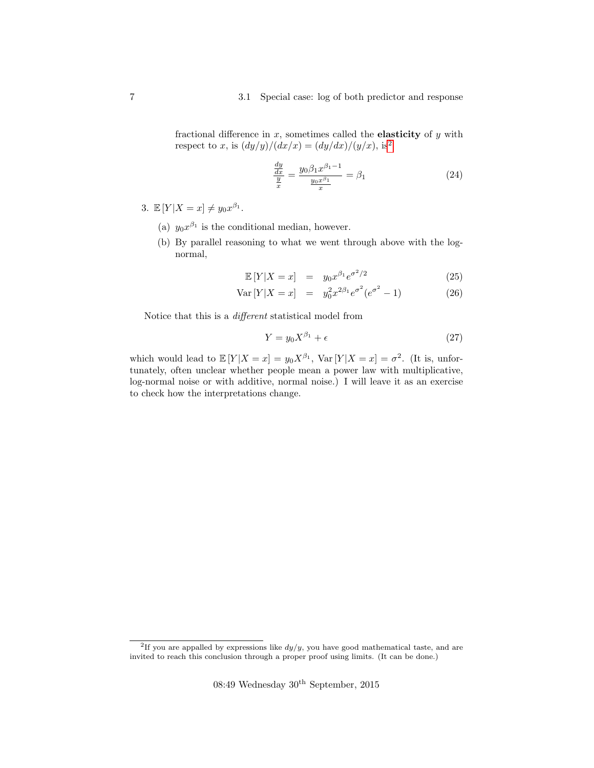fractional difference in $x$, sometimes called the **elasticity** of $y$ with respect to $x$, is $(dy/y)/(dx/x) = (dy/dx)/(y/x)$, is[2]

$$\frac{\frac{dy}{dx}}{\frac{y}{x}} = \frac{y_0 \beta_1 x^{\beta_1 - 1}}{\frac{y_0 x^{\beta_1}}{x}} = \beta_1 \tag{24}$$

3. $\mathbb{E}[Y|X=x] \neq y_0 x^{\beta_1}$.
   (a) $y_0 x^{\beta_1}$ is the conditional median, however.
   (b) By parallel reasoning to what we went through above with the log-normal,

$$\mathbb{E}[Y|X=x] = y_0 x^{\beta_1} e^{\sigma^2/2} \tag{25}$$

$$\text{Var}[Y|X=x] = y_0^2 x^{2\beta_1} e^{\sigma^2}(e^{\sigma^2} - 1) \tag{26}$$

Notice that this is a *different* statistical model from

$$Y = y_0 X^{\beta_1} + \epsilon \tag{27}$$

which would lead to $\mathbb{E}[Y|X=x] = y_0 X^{\beta_1}$, $\text{Var}[Y|X=x] = \sigma^2$. (It is, unfortunately, often unclear whether people mean a power law with multiplicative, log-normal noise or with additive, normal noise.) I will leave it as an exercise to check how the interpretations change.

[2] If you are appalled by expressions like $dy/y$, you have good mathematical taste, and are invited to reach this conclusion through a proper proof using limits. (It can be done.)